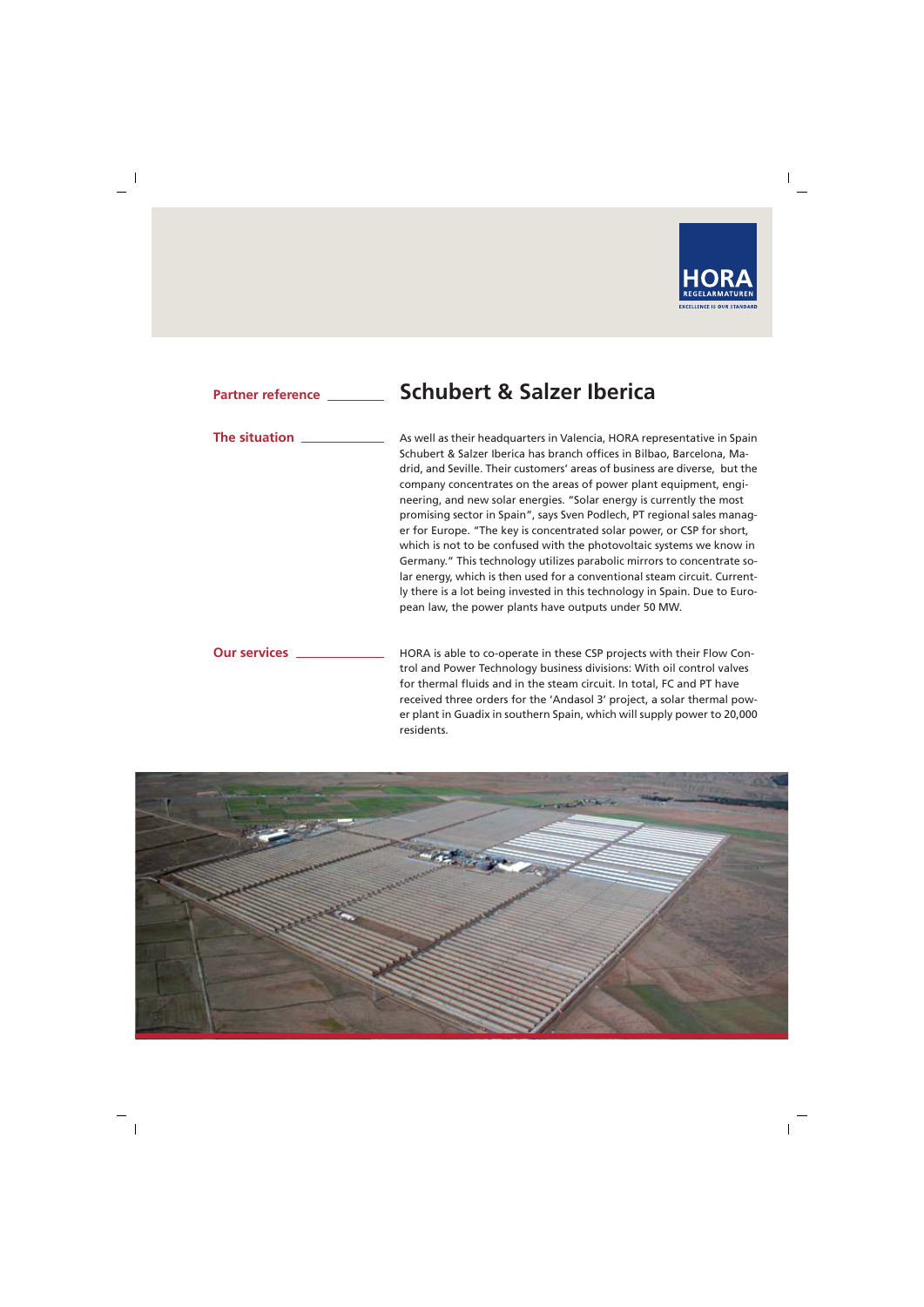HORA
REGELARMATUREN
EXCELLENCE IS OUR STANDARD

**Partner reference**

# Schubert & Salzer Iberica

## The situation

As well as their headquarters in Valencia, HORA representative in Spain Schubert & Salzer Iberica has branch offices in Bilbao, Barcelona, Madrid, and Seville. Their customers' areas of business are diverse, but the company concentrates on the areas of power plant equipment, engineering, and new solar energies. "Solar energy is currently the most promising sector in Spain", says Sven Podlech, PT regional sales manager for Europe. "The key is concentrated solar power, or CSP for short, which is not to be confused with the photovoltaic systems we know in Germany." This technology utilizes parabolic mirrors to concentrate solar energy, which is then used for a conventional steam circuit. Currently there is a lot being invested in this technology in Spain. Due to European law, the power plants have outputs under 50 MW.

## Our services

HORA is able to co-operate in these CSP projects with their Flow Control and Power Technology business divisions: With oil control valves for thermal fluids and in the steam circuit. In total, FC and PT have received three orders for the 'Andasol 3' project, a solar thermal power plant in Guadix in southern Spain, which will supply power to 20,000 residents.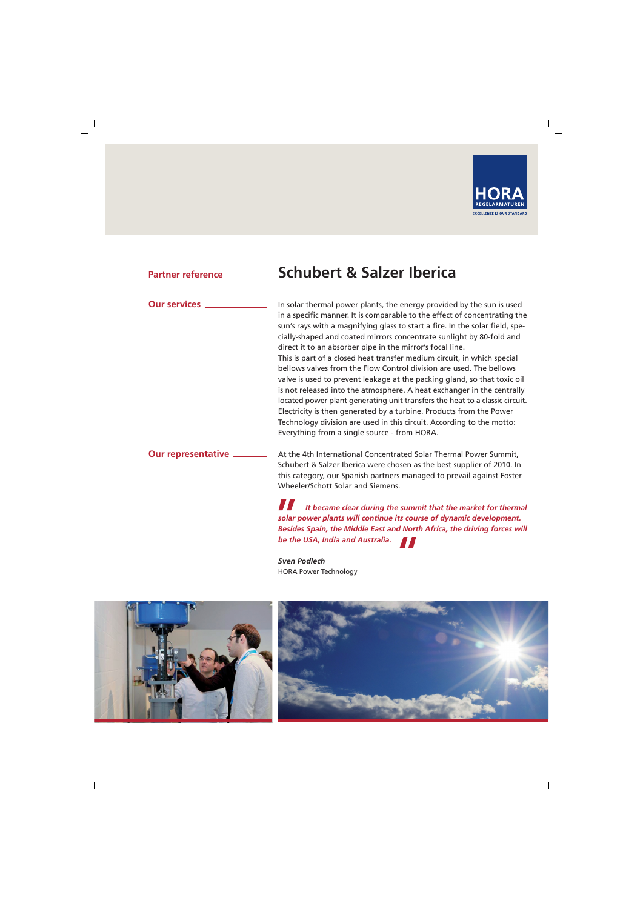HORA
REGELARMATUREN
EXCELLENCE IS OUR STANDARD

**Partner reference**

# Schubert & Salzer Iberica

**Our services**

In solar thermal power plants, the energy provided by the sun is used in a specific manner. It is comparable to the effect of concentrating the sun's rays with a magnifying glass to start a fire. In the solar field, specially-shaped and coated mirrors concentrate sunlight by 80-fold and direct it to an absorber pipe in the mirror's focal line.
This is part of a closed heat transfer medium circuit, in which special bellows valves from the Flow Control division are used. The bellows valve is used to prevent leakage at the packing gland, so that toxic oil is not released into the atmosphere. A heat exchanger in the centrally located power plant generating unit transfers the heat to a classic circuit. Electricity is then generated by a turbine. Products from the Power Technology division are used in this circuit. According to the motto: Everything from a single source - from HORA.

**Our representative**

At the 4th International Concentrated Solar Thermal Power Summit, Schubert & Salzer Iberica were chosen as the best supplier of 2010. In this category, our Spanish partners managed to prevail against Foster Wheeler/Schott Solar and Siemens.

> ***"It became clear during the summit that the market for thermal solar power plants will continue its course of dynamic development. Besides Spain, the Middle East and North Africa, the driving forces will be the USA, India and Australia."***

***Sven Podlech***
HORA Power Technology